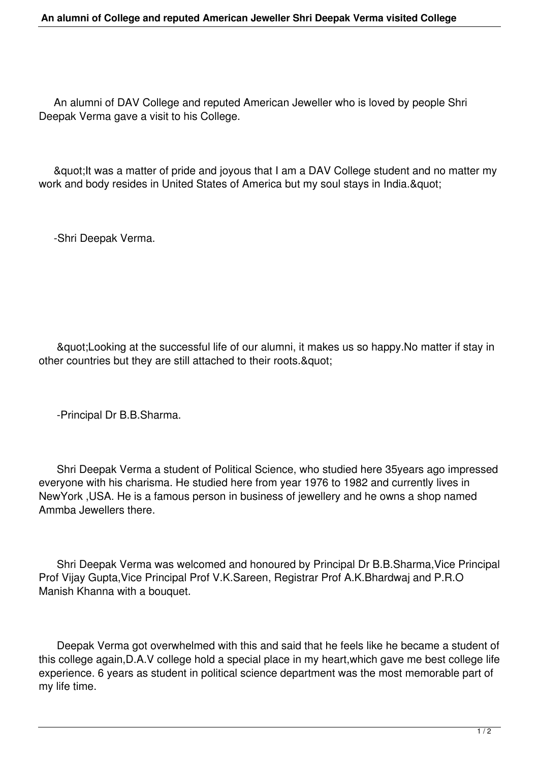An alumni of DAV College and reputed American Jeweller who is loved by people Shri Deepak Verma gave a visit to his College.

&quot;It was a matter of pride and joyous that I am a DAV College student and no matter my work and body resides in United States of America but my soul stays in India.&quot;

-Shri Deepak Verma.

&quot;Looking at the successful life of our alumni, it makes us so happy.No matter if stay in other countries but they are still attached to their roots.&quot;

-Principal Dr B.B.Sharma.

Shri Deepak Verma a student of Political Science, who studied here 35years ago impressed everyone with his charisma. He studied here from year 1976 to 1982 and currently lives in NewYork ,USA. He is a famous person in business of jewellery and he owns a shop named Ammba Jewellers there.

Shri Deepak Verma was welcomed and honoured by Principal Dr B.B.Sharma,Vice Principal Prof Vijay Gupta,Vice Principal Prof V.K.Sareen, Registrar Prof A.K.Bhardwaj and P.R.O Manish Khanna with a bouquet.

Deepak Verma got overwhelmed with this and said that he feels like he became a student of this college again,D.A.V college hold a special place in my heart,which gave me best college life experience. 6 years as student in political science department was the most memorable part of my life time.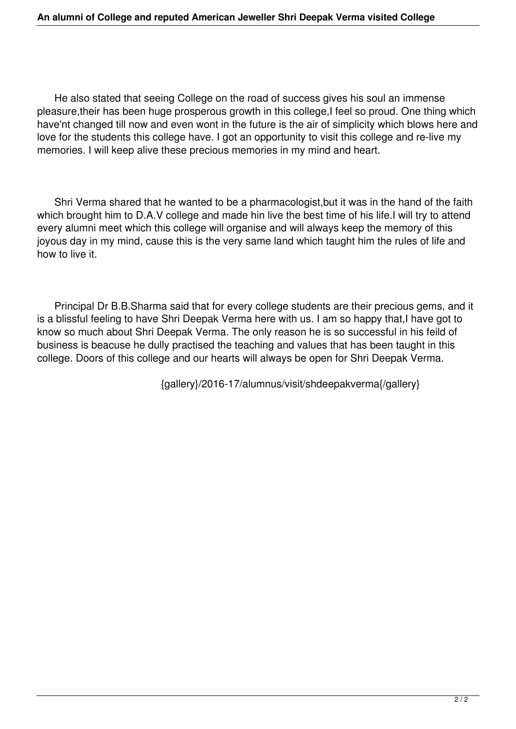He also stated that seeing College on the road of success gives his soul an immense pleasure,their has been huge prosperous growth in this college,I feel so proud. One thing which have'nt changed till now and even wont in the future is the air of simplicity which blows here and love for the students this college have. I got an opportunity to visit this college and re-live my memories. I will keep alive these precious memories in my mind and heart.

Shri Verma shared that he wanted to be a pharmacologist,but it was in the hand of the faith which brought him to D.A.V college and made hin live the best time of his life.I will try to attend every alumni meet which this college will organise and will always keep the memory of this joyous day in my mind, cause this is the very same land which taught him the rules of life and how to live it.

Principal Dr B.B.Sharma said that for every college students are their precious gems, and it is a blissful feeling to have Shri Deepak Verma here with us. I am so happy that,I have got to know so much about Shri Deepak Verma. The only reason he is so successful in his feild of business is beacuse he dully practised the teaching and values that has been taught in this college. Doors of this college and our hearts will always be open for Shri Deepak Verma.

{gallery}/2016-17/alumnus/visit/shdeepakverma{/gallery}